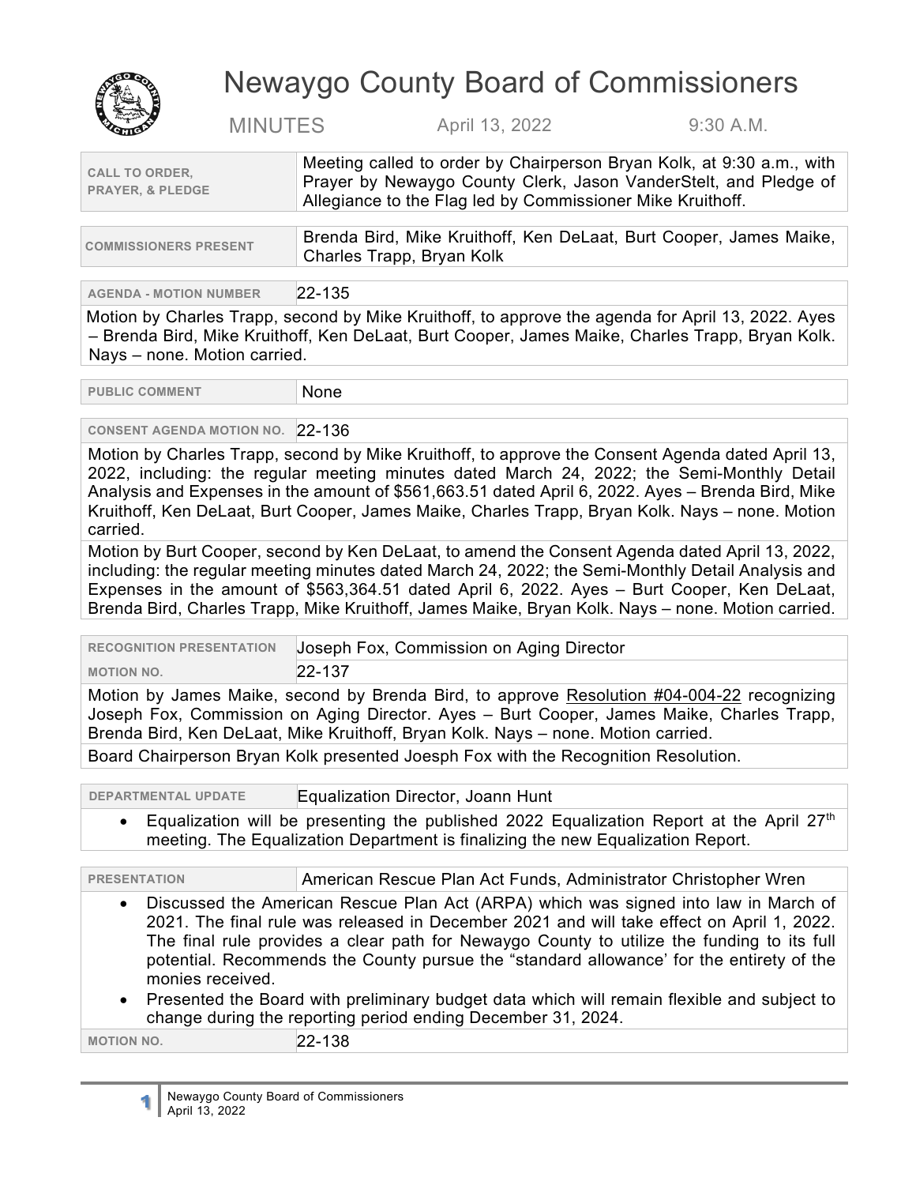# Newaygo County Board of Commissioners

MINUTES April 13, 2022 9:30 A.M.

| | |
|---|---|
| **CALL TO ORDER, PRAYER, & PLEDGE** | Meeting called to order by Chairperson Bryan Kolk, at 9:30 a.m., with Prayer by Newaygo County Clerk, Jason VanderStelt, and Pledge of Allegiance to the Flag led by Commissioner Mike Kruithoff. |

| | |
|---|---|
| **COMMISSIONERS PRESENT** | Brenda Bird, Mike Kruithoff, Ken DeLaat, Burt Cooper, James Maike, Charles Trapp, Bryan Kolk |

| | |
|---|---|
| **AGENDA - MOTION NUMBER** | 22-135 |

Motion by Charles Trapp, second by Mike Kruithoff, to approve the agenda for April 13, 2022. Ayes – Brenda Bird, Mike Kruithoff, Ken DeLaat, Burt Cooper, James Maike, Charles Trapp, Bryan Kolk. Nays – none. Motion carried.

| | |
|---|---|
| **PUBLIC COMMENT** | None |

| | |
|---|---|
| **CONSENT AGENDA MOTION NO.** | 22-136 |

Motion by Charles Trapp, second by Mike Kruithoff, to approve the Consent Agenda dated April 13, 2022, including: the regular meeting minutes dated March 24, 2022; the Semi-Monthly Detail Analysis and Expenses in the amount of $561,663.51 dated April 6, 2022. Ayes – Brenda Bird, Mike Kruithoff, Ken DeLaat, Burt Cooper, James Maike, Charles Trapp, Bryan Kolk. Nays – none. Motion carried.

Motion by Burt Cooper, second by Ken DeLaat, to amend the Consent Agenda dated April 13, 2022, including: the regular meeting minutes dated March 24, 2022; the Semi-Monthly Detail Analysis and Expenses in the amount of $563,364.51 dated April 6, 2022. Ayes – Burt Cooper, Ken DeLaat, Brenda Bird, Charles Trapp, Mike Kruithoff, James Maike, Bryan Kolk. Nays – none. Motion carried.

| | |
|---|---|
| **RECOGNITION PRESENTATION** | Joseph Fox, Commission on Aging Director |
| **MOTION NO.** | 22-137 |

Motion by James Maike, second by Brenda Bird, to approve Resolution #04-004-22 recognizing Joseph Fox, Commission on Aging Director. Ayes – Burt Cooper, James Maike, Charles Trapp, Brenda Bird, Ken DeLaat, Mike Kruithoff, Bryan Kolk. Nays – none. Motion carried.

Board Chairperson Bryan Kolk presented Joesph Fox with the Recognition Resolution.

| | |
|---|---|
| **DEPARTMENTAL UPDATE** | Equalization Director, Joann Hunt |

- Equalization will be presenting the published 2022 Equalization Report at the April 27th meeting. The Equalization Department is finalizing the new Equalization Report.

| | |
|---|---|
| **PRESENTATION** | American Rescue Plan Act Funds, Administrator Christopher Wren |

- Discussed the American Rescue Plan Act (ARPA) which was signed into law in March of 2021. The final rule was released in December 2021 and will take effect on April 1, 2022. The final rule provides a clear path for Newaygo County to utilize the funding to its full potential. Recommends the County pursue the "standard allowance' for the entirety of the monies received.
- Presented the Board with preliminary budget data which will remain flexible and subject to change during the reporting period ending December 31, 2024.

| | |
|---|---|
| **MOTION NO.** | 22-138 |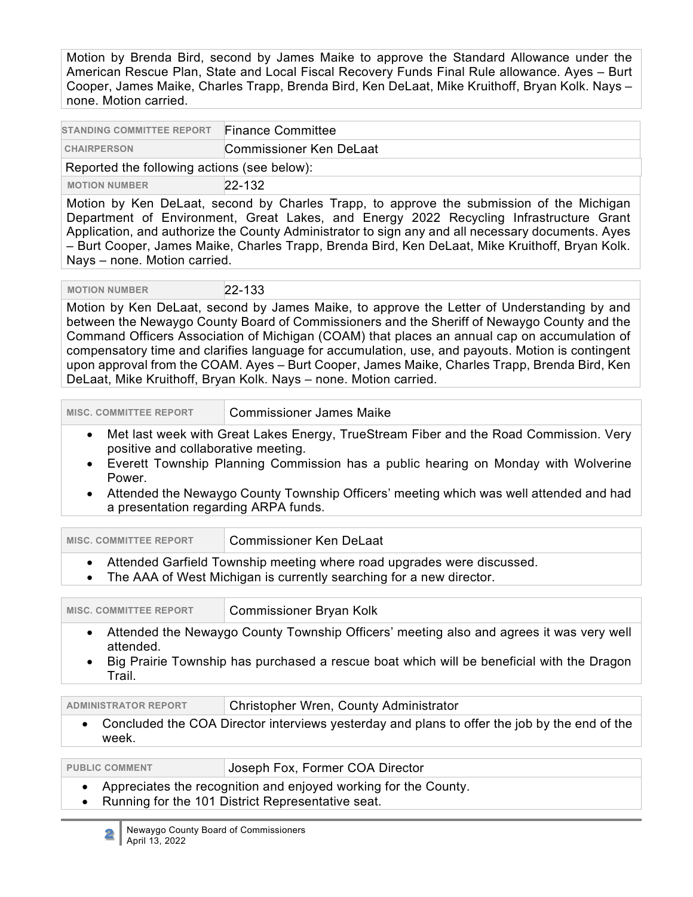Motion by Brenda Bird, second by James Maike to approve the Standard Allowance under the American Rescue Plan, State and Local Fiscal Recovery Funds Final Rule allowance. Ayes – Burt Cooper, James Maike, Charles Trapp, Brenda Bird, Ken DeLaat, Mike Kruithoff, Bryan Kolk. Nays – none. Motion carried.

| STANDING COMMITTEE REPORT | Finance Committee |
|---|---|
| CHAIRPERSON | Commissioner Ken DeLaat |

Reported the following actions (see below):

| MOTION NUMBER | 22-132 |
|---|---|

Motion by Ken DeLaat, second by Charles Trapp, to approve the submission of the Michigan Department of Environment, Great Lakes, and Energy 2022 Recycling Infrastructure Grant Application, and authorize the County Administrator to sign any and all necessary documents. Ayes – Burt Cooper, James Maike, Charles Trapp, Brenda Bird, Ken DeLaat, Mike Kruithoff, Bryan Kolk. Nays – none. Motion carried.

| MOTION NUMBER | 22-133 |
|---|---|

Motion by Ken DeLaat, second by James Maike, to approve the Letter of Understanding by and between the Newaygo County Board of Commissioners and the Sheriff of Newaygo County and the Command Officers Association of Michigan (COAM) that places an annual cap on accumulation of compensatory time and clarifies language for accumulation, use, and payouts. Motion is contingent upon approval from the COAM. Ayes – Burt Cooper, James Maike, Charles Trapp, Brenda Bird, Ken DeLaat, Mike Kruithoff, Bryan Kolk. Nays – none. Motion carried.

| MISC. COMMITTEE REPORT | Commissioner James Maike |
|---|---|

- Met last week with Great Lakes Energy, TrueStream Fiber and the Road Commission. Very positive and collaborative meeting.
- Everett Township Planning Commission has a public hearing on Monday with Wolverine Power.
- Attended the Newaygo County Township Officers' meeting which was well attended and had a presentation regarding ARPA funds.

| MISC. COMMITTEE REPORT | Commissioner Ken DeLaat |
|---|---|

- Attended Garfield Township meeting where road upgrades were discussed.
- The AAA of West Michigan is currently searching for a new director.

| MISC. COMMITTEE REPORT | Commissioner Bryan Kolk |
|---|---|

- Attended the Newaygo County Township Officers' meeting also and agrees it was very well attended.
- Big Prairie Township has purchased a rescue boat which will be beneficial with the Dragon Trail.

| ADMINISTRATOR REPORT | Christopher Wren, County Administrator |
|---|---|

- Concluded the COA Director interviews yesterday and plans to offer the job by the end of the week.

| PUBLIC COMMENT | Joseph Fox, Former COA Director |
|---|---|

- Appreciates the recognition and enjoyed working for the County.
- Running for the 101 District Representative seat.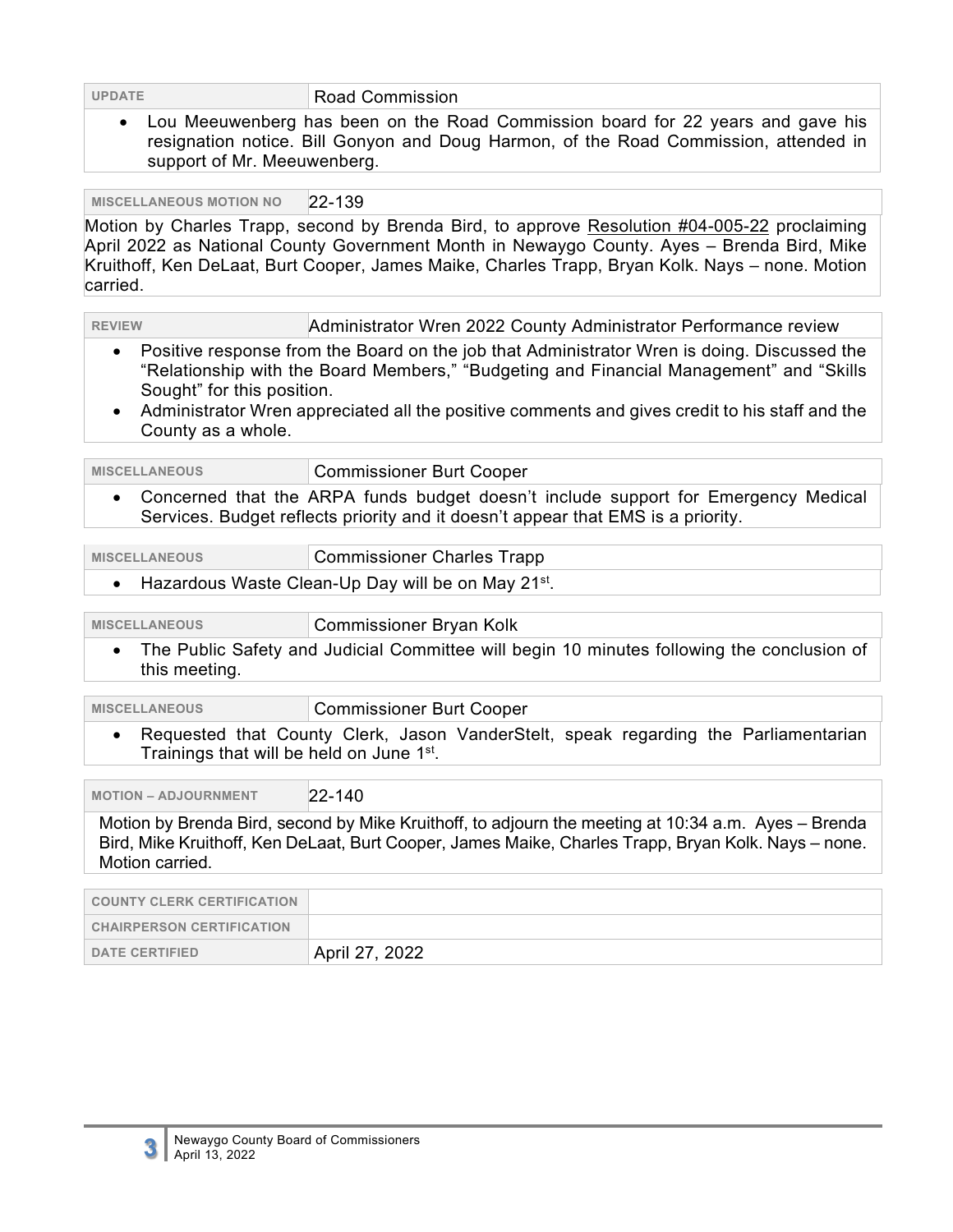| UPDATE | Road Commission |
|---|---|

- Lou Meeuwenberg has been on the Road Commission board for 22 years and gave his resignation notice. Bill Gonyon and Doug Harmon, of the Road Commission, attended in support of Mr. Meeuwenberg.

| MISCELLANEOUS MOTION NO | 22-139 |
|---|---|

Motion by Charles Trapp, second by Brenda Bird, to approve Resolution #04-005-22 proclaiming April 2022 as National County Government Month in Newaygo County. Ayes – Brenda Bird, Mike Kruithoff, Ken DeLaat, Burt Cooper, James Maike, Charles Trapp, Bryan Kolk. Nays – none. Motion carried.

| REVIEW | Administrator Wren 2022 County Administrator Performance review |
|---|---|

- Positive response from the Board on the job that Administrator Wren is doing. Discussed the "Relationship with the Board Members," "Budgeting and Financial Management" and "Skills Sought" for this position.
- Administrator Wren appreciated all the positive comments and gives credit to his staff and the County as a whole.

| MISCELLANEOUS | Commissioner Burt Cooper |
|---|---|

- Concerned that the ARPA funds budget doesn't include support for Emergency Medical Services. Budget reflects priority and it doesn't appear that EMS is a priority.

| MISCELLANEOUS | Commissioner Charles Trapp |
|---|---|

- Hazardous Waste Clean-Up Day will be on May 21st.

| MISCELLANEOUS | Commissioner Bryan Kolk |
|---|---|

- The Public Safety and Judicial Committee will begin 10 minutes following the conclusion of this meeting.

| MISCELLANEOUS | Commissioner Burt Cooper |
|---|---|

- Requested that County Clerk, Jason VanderStelt, speak regarding the Parliamentarian Trainings that will be held on June 1st.

| MOTION – ADJOURNMENT | 22-140 |
|---|---|

Motion by Brenda Bird, second by Mike Kruithoff, to adjourn the meeting at 10:34 a.m. Ayes – Brenda Bird, Mike Kruithoff, Ken DeLaat, Burt Cooper, James Maike, Charles Trapp, Bryan Kolk. Nays – none. Motion carried.

| | |
|---|---|
| COUNTY CLERK CERTIFICATION | |
| CHAIRPERSON CERTIFICATION | |
| DATE CERTIFIED | April 27, 2022 |